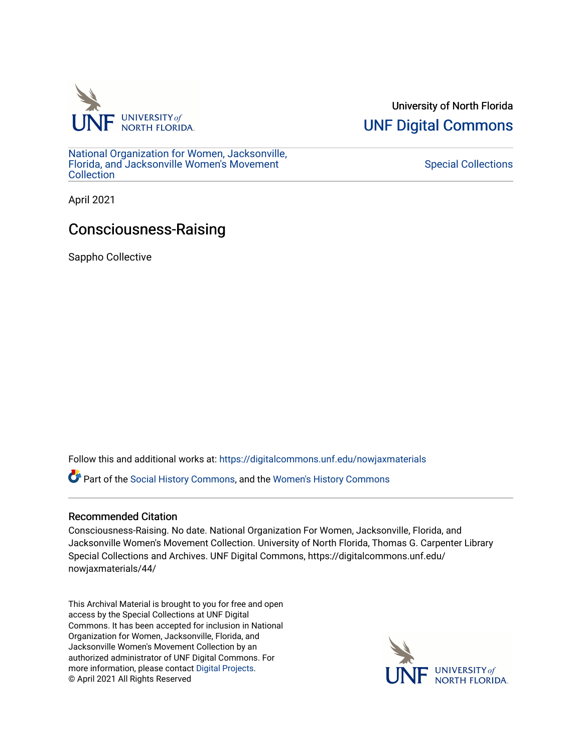University of North Florida

UNF Digital Commons

National Organization for Women, Jacksonville, Florida, and Jacksonville Women's Movement Collection

Special Collections

April 2021

# Consciousness-Raising

Sappho Collective

Follow this and additional works at: https://digitalcommons.unf.edu/nowjaxmaterials

Part of the Social History Commons, and the Women's History Commons

## Recommended Citation

Consciousness-Raising. No date. National Organization For Women, Jacksonville, Florida, and Jacksonville Women's Movement Collection. University of North Florida, Thomas G. Carpenter Library Special Collections and Archives. UNF Digital Commons, https://digitalcommons.unf.edu/nowjaxmaterials/44/

This Archival Material is brought to you for free and open access by the Special Collections at UNF Digital Commons. It has been accepted for inclusion in National Organization for Women, Jacksonville, Florida, and Jacksonville Women's Movement Collection by an authorized administrator of UNF Digital Commons. For more information, please contact Digital Projects.
© April 2021 All Rights Reserved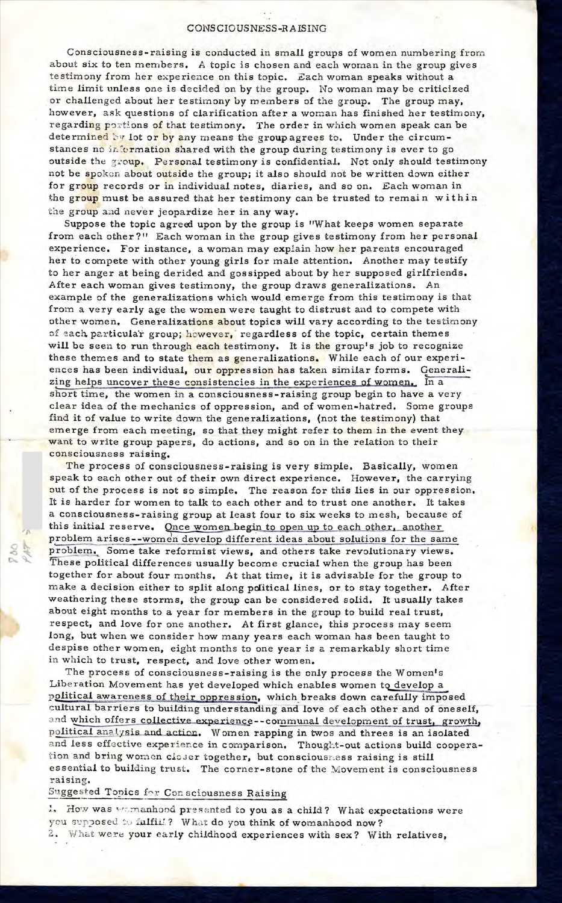# CONSCIOUSNESS-RAISING

Consciousness-raising is conducted in small groups of women numbering from about six to ten members. A topic is chosen and each woman in the group gives testimony from her experience on this topic. Each woman speaks without a time limit unless one is decided on by the group. No woman may be criticized or challenged about her testimony by members of the group. The group may, however, ask questions of clarification after a woman has finished her testimony, regarding portions of that testimony. The order in which women speak can be determined by lot or by any means the group agrees to. Under the circumstances no information shared with the group during testimony is ever to go outside the group. Personal testimony is confidential. Not only should testimony not be spoken about outside the group; it also should not be written down either for group records or in individual notes, diaries, and so on. Each woman in the group must be assured that her testimony can be trusted to remain within the group and never jeopardize her in any way.

Suppose the topic agreed upon by the group is "What keeps women separate from each other?" Each woman in the group gives testimony from her personal experience. For instance, a woman may explain how her parents encouraged her to compete with other young girls for male attention. Another may testify to her anger at being derided and gossipped about by her supposed girlfriends. After each woman gives testimony, the group draws generalizations. An example of the generalizations which would emerge from this testimony is that from a very early age the women were taught to distrust and to compete with other women. Generalizations about topics will vary according to the testimony of each particular group; however, regardless of the topic, certain themes will be seen to run through each testimony. It is the group's job to recognize these themes and to state them as generalizations. While each of our experiences has been individual, our oppression has taken similar forms. Generalizing helps uncover these consistencies in the experiences of women. In a short time, the women in a consciousness-raising group begin to have a very clear idea of the mechanics of oppression, and of women-hatred. Some groups find it of value to write down the generalizations, (not the testimony) that emerge from each meeting, so that they might refer to them in the event they want to write group papers, do actions, and so on in the relation to their consciousness raising.

The process of consciousness-raising is very simple. Basically, women speak to each other out of their own direct experience. However, the carrying out of the process is not so simple. The reason for this lies in our oppression. It is harder for women to talk to each other and to trust one another. It takes a consciousness-raising group at least four to six weeks to mesh, because of this initial reserve. Once women begin to open up to each other, another problem arises--women develop different ideas about solutions for the same problem. Some take reformist views, and others take revolutionary views. These political differences usually become crucial when the group has been together for about four months. At that time, it is advisable for the group to make a decision either to split along political lines, or to stay together. After weathering these storms, the group can be considered solid. It usually takes about eight months to a year for members in the group to build real trust, respect, and love for one another. At first glance, this process may seem long, but when we consider how many years each woman has been taught to despise other women, eight months to one year is a remarkably short time in which to trust, respect, and love other women.

The process of consciousness-raising is the only process the Women's Liberation Movement has yet developed which enables women to develop a political awareness of their oppression, which breaks down carefully imposed cultural barriers to building understanding and love of each other and of oneself, and which offers collective experience--communal development of trust, growth, political analysis and action. Women rapping in twos and threes is an isolated and less effective experience in comparison. Thought-out actions build cooperation and bring women closer together, but consciousness raising is still essential to building trust. The corner-stone of the Movement is consciousness raising.

## Suggested Topics for Consciousness Raising

1. How was womanhood presented to you as a child? What expectations were you supposed to fulfill? What do you think of womanhood now?
2. What were your early childhood experiences with sex? With relatives,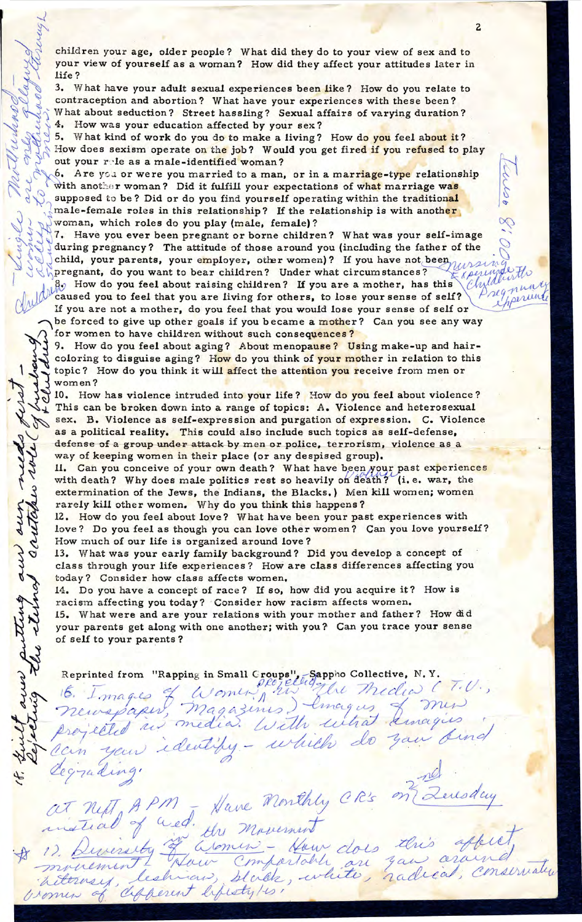children your age, older people? What did they do to your view of sex and to your view of yourself as a woman? How did they affect your attitudes later in life?

3. What have your adult sexual experiences been like? How do you relate to contraception and abortion? What have your experiences with these been? What about seduction? Street hassling? Sexual affairs of varying duration?

4. How was your education affected by your sex?

5. What kind of work do you do to make a living? How do you feel about it? How does sexism operate on the job? Would you get fired if you refused to play out your role as a male-identified woman?

6. Are you or were you married to a man, or in a marriage-type relationship with another woman? Did it fulfill your expectations of what marriage was supposed to be? Did or do you find yourself operating within the traditional male-female roles in this relationship? If the relationship is with another woman, which roles do you play (male, female)?

7. Have you ever been pregnant or borne children? What was your self-image during pregnancy? The attitude of those around you (including the father of the child, your parents, your employer, other women)? If you have not been pregnant, do you want to bear children? Under what circumstances?

8. How do you feel about raising children? If you are a mother, has this caused you to feel that you are living for others, to lose your sense of self? If you are not a mother, do you feel that you would lose your sense of self or be forced to give up other goals if you became a mother? Can you see any way for women to have children without such consequences?

9. How do you feel about aging? About menopause? Using make-up and hair-coloring to disguise aging? How do you think of your mother in relation to this topic? How do you think it will affect the attention you receive from men or women?

10. How has violence intruded into your life? How do you feel about violence? This can be broken down into a range of topics: A. Violence and heterosexual sex. B. Violence as self-expression and purgation of expression. C. Violence as a political reality. This could also include such topics as self-defense, defense of a group under attack by men or police, terrorism, violence as a way of keeping women in their place (or any despised group).

11. Can you conceive of your own death? What have been your past experiences with death? Why does male politics rest so heavily on ~~death~~ violence? (i.e. war, the extermination of the Jews, the Indians, the Blacks.) Men kill women; women rarely kill other women. Why do you think this happens?

12. How do you feel about love? What have been your past experiences with love? Do you feel as though you can love other women? Can you love yourself? How much of our life is organized around love?

13. What was your early family background? Did you develop a concept of class through your life experiences? How are class differences affecting you today? Consider how class affects women.

14. Do you have a concept of race? If so, how did you acquire it? How is racism affecting you today? Consider how racism affects women.

15. What were and are your relations with your mother and father? How did your parents get along with one another; with you? Can you trace your sense of self to your parents?

Reprinted from "Rapping in Small Groups", Sappho Collective, N.Y.

16. Images of Women projected in the Media (T.V., newspaper, magazines) Images of men projected in media. With what images can you identify - which do you find degrading.

At next APM - Have monthly CR's on 2nd Tuesday instead of Wed.

17. Diversity of Women in the Movement - How does this affect movement? How comfortable are you around Lesbian, lesbian, black, white, radical, conservative women of different lifestyles.

18. Guilt over putting our own needs first - Rejecting the eternal caretaker role (of husband + children)

Single women are only playing at mothering - mothering as ... to men

Children

Nursing, childbirth experience, pregnancy experience

Tues 8:00